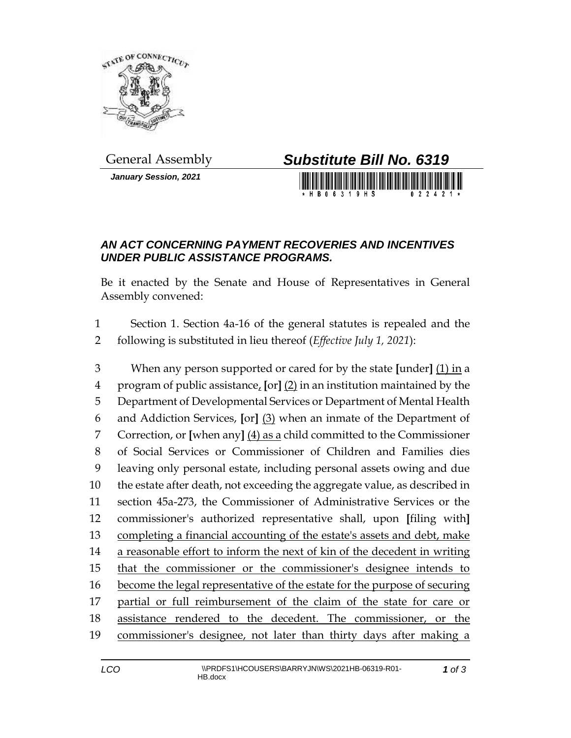General Assembly

***Substitute Bill No. 6319***

***January Session, 2021***

## *AN ACT CONCERNING PAYMENT RECOVERIES AND INCENTIVES UNDER PUBLIC ASSISTANCE PROGRAMS.*

Be it enacted by the Senate and House of Representatives in General Assembly convened:

1 Section 1. Section 4a-16 of the general statutes is repealed and the
2 following is substituted in lieu thereof (*Effective July 1, 2021*):

3 When any person supported or cared for by the state **[**under**]** (1) in a
4 program of public assistance, **[**or**]** (2) in an institution maintained by the
5 Department of Developmental Services or Department of Mental Health
6 and Addiction Services, **[**or**]** (3) when an inmate of the Department of
7 Correction, or **[**when any**]** (4) as a child committed to the Commissioner
8 of Social Services or Commissioner of Children and Families dies
9 leaving only personal estate, including personal assets owing and due
10 the estate after death, not exceeding the aggregate value, as described in
11 section 45a-273, the Commissioner of Administrative Services or the
12 commissioner's authorized representative shall, upon **[**filing with**]**
13 completing a financial accounting of the estate's assets and debt, make
14 a reasonable effort to inform the next of kin of the decedent in writing
15 that the commissioner or the commissioner's designee intends to
16 become the legal representative of the estate for the purpose of securing
17 partial or full reimbursement of the claim of the state for care or
18 assistance rendered to the decedent. The commissioner, or the
19 commissioner's designee, not later than thirty days after making a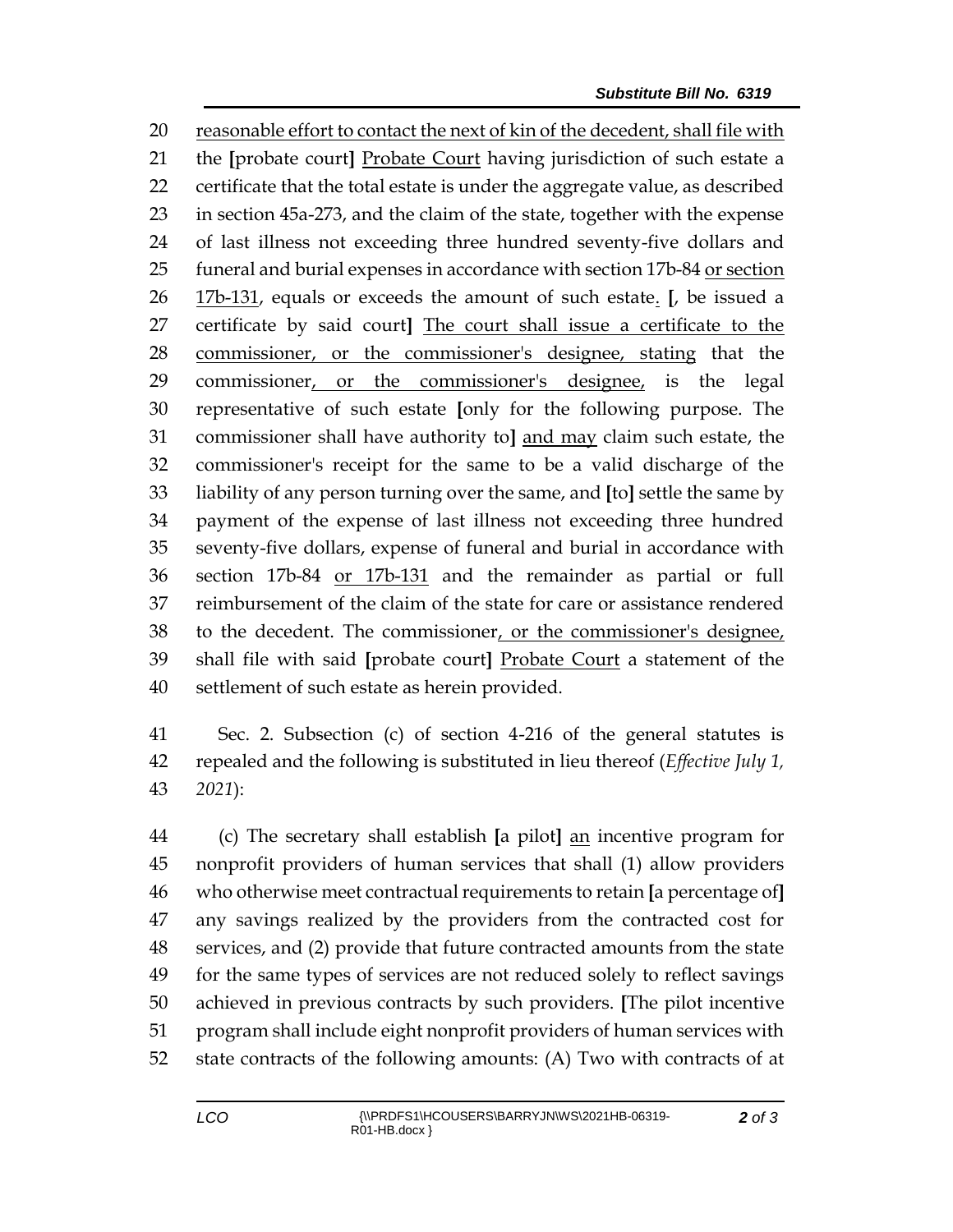reasonable effort to contact the next of kin of the decedent, shall file with the [probate court] Probate Court having jurisdiction of such estate a certificate that the total estate is under the aggregate value, as described in section 45a-273, and the claim of the state, together with the expense of last illness not exceeding three hundred seventy-five dollars and funeral and burial expenses in accordance with section 17b-84 or section 17b-131, equals or exceeds the amount of such estate. [, be issued a certificate by said court] The court shall issue a certificate to the commissioner, or the commissioner's designee, stating that the commissioner, or the commissioner's designee, is the legal representative of such estate [only for the following purpose. The commissioner shall have authority to] and may claim such estate, the commissioner's receipt for the same to be a valid discharge of the liability of any person turning over the same, and [to] settle the same by payment of the expense of last illness not exceeding three hundred seventy-five dollars, expense of funeral and burial in accordance with section 17b-84 or 17b-131 and the remainder as partial or full reimbursement of the claim of the state for care or assistance rendered to the decedent. The commissioner, or the commissioner's designee, shall file with said [probate court] Probate Court a statement of the settlement of such estate as herein provided.

Sec. 2. Subsection (c) of section 4-216 of the general statutes is repealed and the following is substituted in lieu thereof (*Effective July 1, 2021*):

(c) The secretary shall establish [a pilot] an incentive program for nonprofit providers of human services that shall (1) allow providers who otherwise meet contractual requirements to retain [a percentage of] any savings realized by the providers from the contracted cost for services, and (2) provide that future contracted amounts from the state for the same types of services are not reduced solely to reflect savings achieved in previous contracts by such providers. [The pilot incentive program shall include eight nonprofit providers of human services with state contracts of the following amounts: (A) Two with contracts of at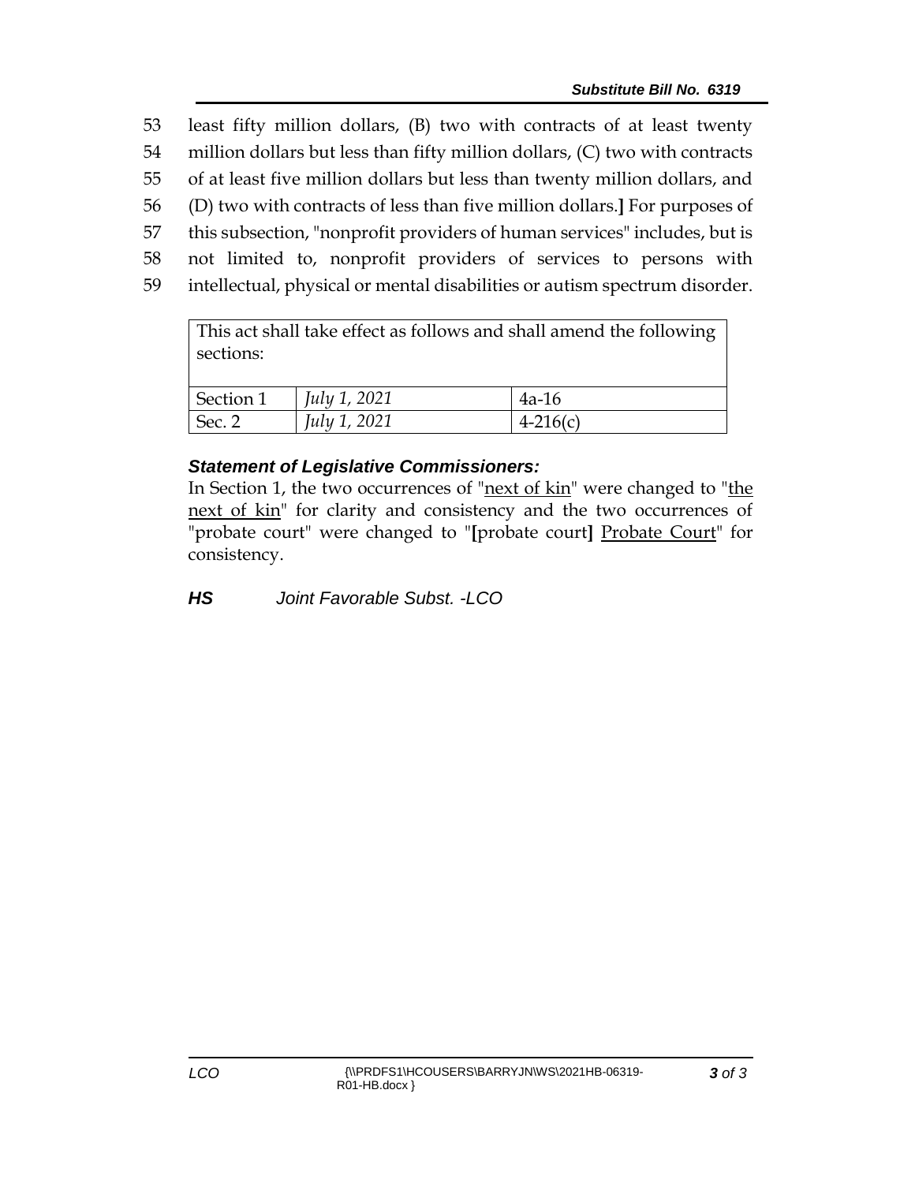53 least fifty million dollars, (B) two with contracts of at least twenty
54 million dollars but less than fifty million dollars, (C) two with contracts
55 of at least five million dollars but less than twenty million dollars, and
56 (D) two with contracts of less than five million dollars.**]** For purposes of
57 this subsection, "nonprofit providers of human services" includes, but is
58 not limited to, nonprofit providers of services to persons with
59 intellectual, physical or mental disabilities or autism spectrum disorder.

| This act shall take effect as follows and shall amend the following sections: | | |
|---|---|---|
| Section 1 | *July 1, 2021* | 4a-16 |
| Sec. 2 | *July 1, 2021* | 4-216(c) |

### *Statement of Legislative Commissioners:*

In Section 1, the two occurrences of "<u>next of kin</u>" were changed to "<u>the next of kin</u>" for clarity and consistency and the two occurrences of "probate court" were changed to "**[**probate court**]** <u>Probate Court</u>" for consistency.

***HS*** *Joint Favorable Subst. -LCO*